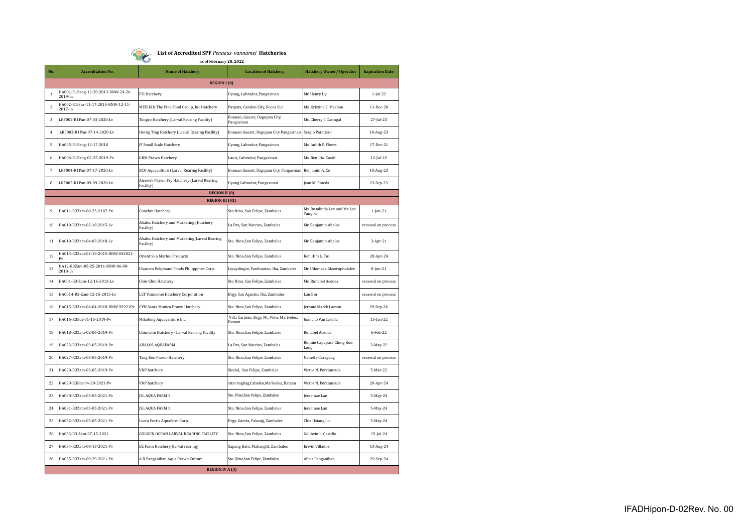## List of Accredited SPF *Penaeus vannamei* Hatcheries

**as of February 28, 2022**

| No. | Accreditation No. | Name of Hatchery | Location of Hatchery | Hatchery Owner/ Operator | Expiration Date |
|---|---|---|---|---|---|
| **REGION I (8)** | | | | | |
| 1 | HA001-R1Pang-12-20-2013-RNW-24-26-2019-Lv | FSI Hatchery | Uyong, Labrador, Pangasinan | Mr. Henry Uy | 1-Jul-22 |
| 2 | HA002-R1ISur-11-17-2014-RNW-12-11-2017-Lv | MEEHAN The Fine Food Group, Inc Hatchery | Patpata, Candon City, Ilocos Sur | Ms. Kristine S. Meehan | 11-Dec-20 |
| 3 | LRF002-R1Pan-07-03-2020-Lv | Tongco Hatchery (Larval Rearing Facility) | Bonuan, Gueset, Dagupan City, Pangasinan | Ms. Cherry J. Caringal | 27-Jul-23 |
| 4 | LRF003-R1Pan-07-14-2020-Lv | Horng Ting Hatchery (Larval Rearing Facility) | Bonuan Gueset, Dagupan City Pangasinan | Sergio Paradero | 10-Aug-23 |
| 5 | HA005-R1Pang-12-17-2018 | JF Small Scale Hatchery | Uyong, Labrador, Pangasinan | Ms. Judith P. Flores | 17-Dec-21 |
| 6 | HA006-R1Pang-02-25-2019-Pv | GRM Prawn Hatchery | Laois, Labrador, Pangasinan | Ms. Benilda Castil | 12-Jul-22 |
| 7 | LRF004-R1Pan-07-17-2020-Lv | BCO Aquaculture (Larval Rearing Facility) | Bonuan Gueset, Dagupan City, Pangasinan | Benjamin A. Co | 10-Aug-23 |
| 8 | LRF005-R1Pan-09-09-2020-Lv | Aireen's Prawn Fry Hatchery (Larval Rearing Facility) | Uyong Labrador, Pangasinan | Jean M. Pineda | 23-Sep-23 |
| **REGION II (0)** | | | | | |
| **REGION III (43)** | | | | | |
| 9 | HA011-R3Zam-08-25-2107-Pv | Conchin Hatchery | Sto Nino, San Felipe, Zambales | Ms. Rosalinda Lee and Mr. Lee Yung Fa | 1-Jan-21 |
| 10 | HA010-R3Zam-02-18-2015-Lv | Abalos Hatchery and Marketing (Hatchery Facility) | La Paz, San Narciso, Zambales | Mr. Benjamin Abalos | renewal on process |
| 11 | HA010-R3Zam-04-03-2018-Lv | Abalos Hatchery and Marketing(Larval Rearing Facility) | Sto. Nino,San Felipe, Zambales | Mr. Benjamin Abalos | 3-Apr-21 |
| 12 | HA013-R3Zam-02-19-2015-RNW-042021-Pv | Orient Sun Marine Products | Sto. Nino,San Felipe, Zambales | Ken Him L. Tui | 20-Apr-24 |
| 13 | HA12-R3Zam-05-25-2011-RNW-06-08-2018-Lv | Charoen Pokphand Foods Philippines Corp. | Lipaydingin, Panibuatan, Iba, Zambales | Mr. Udomsak Aksornphakdee | 8-Jun-21 |
| 14 | HA001-R3-Zam-12-16-2013-Lv | Chin-Chin Hatchery | Sto Nino, San Felipe, Zambales | Ms. Ronabel Acenas | renewal on process |
| 15 | HA0014-R3-Zam-12-15-2015-Lv | LLT Vannamei Hatchery Corporation | Brgy. San Agustin, Iba, Zambales | Lan Bin | renewal on process |
| 16 | HA015-R3Zam-06-04-2018-RNW-92921Pv | CVN Santa Monica Prawn Hatchery | Sto. Nino,San Felipe, Zambales | Jerome Marck Lacson | 29-Sep-24 |
| 17 | HA016-R3Bat-01-15-2019-Pv | Mikolong Aquaventure Inc. | Villa Carmen, Brgy. Mt. View, Mariveles, Bataan | Juancho Van Lavilla | 15-Jan-22 |
| 18 | HA018-R3Zam-02-06-2019-Pv | Chin-chin Hatchery - Larval Rearing Facility | Sto. Nino,San Felipe, Zambales | Ronabel Acenas | 6-Feb-22 |
| 19 | HA023-R3Zam-03-05-2019-Pv | ABALOS AQUAFARM | La Paz, San Narciso, Zambales | Ronnie Capapas/ Ching Kou Long | 3-May-22 |
| 20 | HA027-R3Zam-03-05-2019-Pv | Tang Ken Prawn Hatchery | Sto. Nino,San Felipe, Zambales | Nenette Caragdag | renewal on process |
| 21 | HA028-R3Zam-03-05-2019-Pv | VNP hatchery | Sindol, San Felipe, Zambales | Victor N. Porciuncula | 5-Mar-22 |
| 22 | HA029-R3Bat-04-20-2021-Pv | VNP hatchery | sitio bagbag,Cabalen,Mariveles, Bataan | Victor N. Porciuncula | 20-Apr-24 |
| 23 | HA030-R3Zam-05-05-2021-Pv | JSL AQUA FARM 1 | Sto. Nino,San Felipe, Zambales | Jessamae Lan | 5-May-24 |
| 24 | HA031-R3Zam-05-05-2021-Pv | JSL AQUA FARM 1 | Sto. Nino,San Felipe, Zambales | Jessamae Lan | 5-May-24 |
| 25 | HA032-R3Zam-05-05-2021-Pv | Lucra Fortis Aquafarm Corp. | Brgy. Gareta, Palauig, Zambales | Chia Hsiang Lu | 5-May-24 |
| 26 | HA033-R3-Zam-07-15-2021 | GOLDEN OCEAN LARVAL REARING FACILITY | Sto. Nino,San Felipe, Zambales | Goldwin L. Castillo | 15-Jul-24 |
| 27 | HA034-R3Zam-08-13-2021-Pv | EZ Farm Hatchery (larval rearing) | Sapang Bato, Mabanglit, Zambales | Erwin Villadoz | 13-Aug-24 |
| 28 | HA035-R3Zam-09-29-2021-Pv | A.B Panganiban Aqua Prawn Culture | Sto. Nino,San Felipe, Zambales | Alber Panganiban | 29-Sep-24 |
| **REGION IV A (3)** | | | | | |

IFADHipon-D-02Rev. No. 00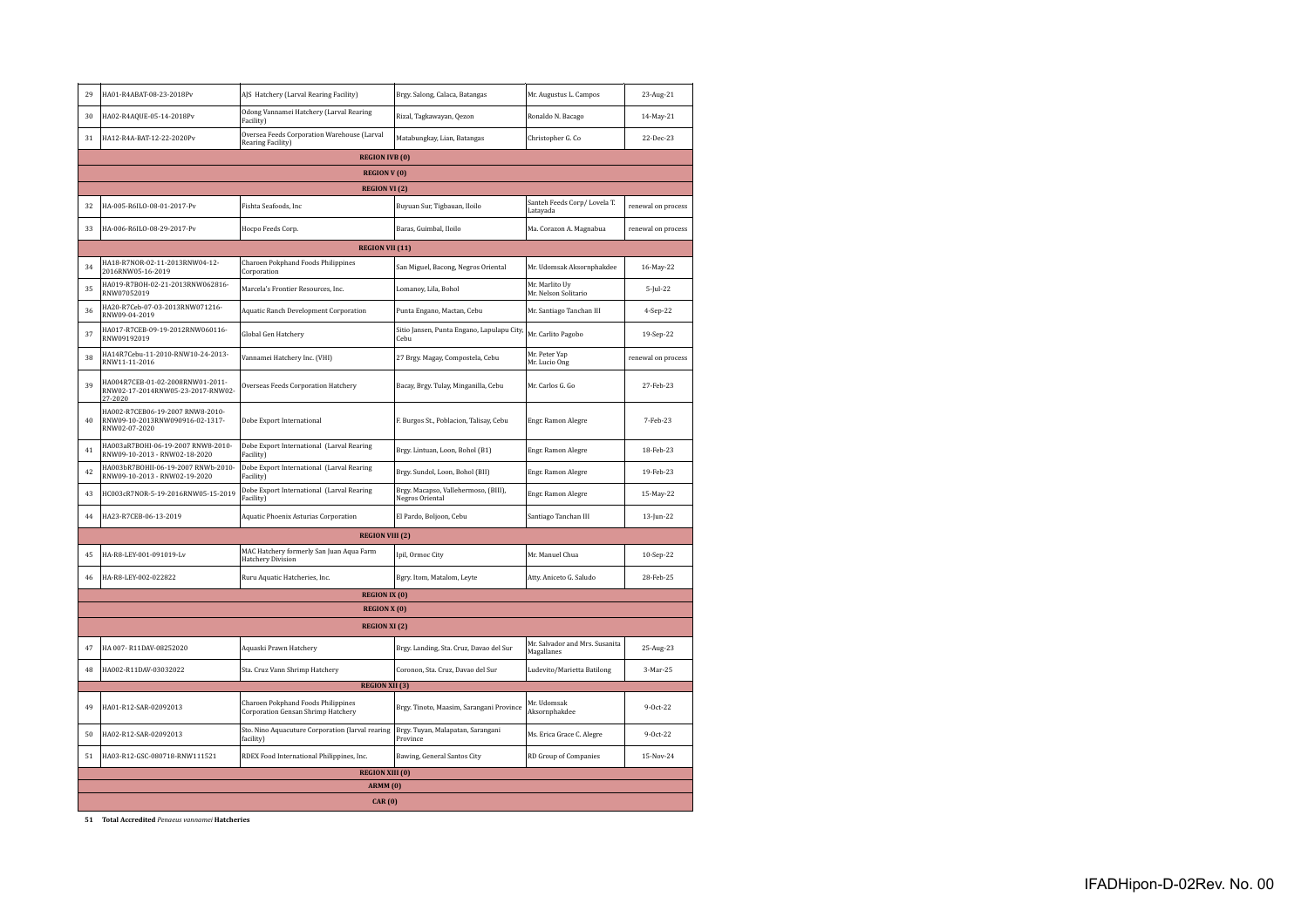| | | | | | |
|---|---|---|---|---|---|
| 29 | HA01-R4ABAT-08-23-2018Pv | AJS Hatchery (Larval Rearing Facility) | Brgy. Salong, Calaca, Batangas | Mr. Augustus L. Campos | 23-Aug-21 |
| 30 | HA02-R4AQUE-05-14-2018Pv | Odong Vannamei Hatchery (Larval Rearing Facility) | Rizal, Tagkawayan, Qezon | Ronaldo N. Bacago | 14-May-21 |
| 31 | HA12-R4A-BAT-12-22-2020Pv | Oversea Feeds Corporation Warehouse (Larval Rearing Facility) | Matabungkay, Lian, Batangas | Christopher G. Co | 22-Dec-23 |
| **REGION IVB (0)** | | | | | |
| **REGION V (0)** | | | | | |
| **REGION VI (2)** | | | | | |
| 32 | HA-005-R6ILO-08-01-2017-Pv | Fishta Seafoods, Inc | Buyuan Sur, Tigbauan, Iloilo | Santeh Feeds Corp/ Lovela T. Latayada | renewal on process |
| 33 | HA-006-R6ILO-08-29-2017-Pv | Hocpo Feeds Corp. | Baras, Guimbal, Iloilo | Ma. Corazon A. Magnabua | renewal on process |
| **REGION VII (11)** | | | | | |
| 34 | HA18-R7NOR-02-11-2013RNW04-12-2016RNW05-16-2019 | Charoen Pokphand Foods Philippines Corporation | San Miguel, Bacong, Negros Oriental | Mr. Udomsak Aksornphakdee | 16-May-22 |
| 35 | HA019-R7BOH-02-21-2013RNW062816-RNW07052019 | Marcela's Frontier Resources, Inc. | Lomanoy, Lila, Bohol | Mr. Marlito Uy<br>Mr. Nelson Solitario | 5-Jul-22 |
| 36 | HA20-R7Ceb-07-03-2013RNW071216-RNW09-04-2019 | Aquatic Ranch Development Corporation | Punta Engano, Mactan, Cebu | Mr. Santiago Tanchan III | 4-Sep-22 |
| 37 | HA017-R7CEB-09-19-2012RNW060116-RNW09192019 | Global Gen Hatchery | Sitio Jansen, Punta Engano, Lapulapu City, Cebu | Mr. Carlito Pagobo | 19-Sep-22 |
| 38 | HA14R7Cebu-11-2010-RNW10-24-2013-RNW11-11-2016 | Vannamei Hatchery Inc. (VHI) | 27 Brgy. Magay, Compostela, Cebu | Mr. Peter Yap<br>Mr. Lucio Ong | renewal on process |
| 39 | HA004R7CEB-01-02-2008RNW01-2011-RNW02-17-2014RNW05-23-2017-RNW02-27-2020 | Overseas Feeds Corporation Hatchery | Bacay, Brgy. Tulay, Minganilla, Cebu | Mr. Carlos G. Go | 27-Feb-23 |
| 40 | HA002-R7CEB06-19-2007 RNW8-2010-RNW09-10-2013RNW090916-02-1317-RNW02-07-2020 | Dobe Export International | F. Burgos St., Poblacion, Talisay, Cebu | Engr. Ramon Alegre | 7-Feb-23 |
| 41 | HA003aR7BOHI-06-19-2007 RNW8-2010-RNW09-10-2013 - RNW02-18-2020 | Dobe Export International (Larval Rearing Facility) | Brgy. Lintuan, Loon, Bohol (B1) | Engr. Ramon Alegre | 18-Feb-23 |
| 42 | HA003bR7BOHII-06-19-2007 RNWb-2010-RNW09-10-2013 - RNW02-19-2020 | Dobe Export International (Larval Rearing Facility) | Brgy. Sundol, Loon, Bohol (BII) | Engr. Ramon Alegre | 19-Feb-23 |
| 43 | HC003cR7NOR-5-19-2016RNW05-15-2019 | Dobe Export International (Larval Rearing Facility) | Brgy. Macapso, Vallehermoso, (BIII), Negros Oriental | Engr. Ramon Alegre | 15-May-22 |
| 44 | HA23-R7CEB-06-13-2019 | Aquatic Phoenix Asturias Corporation | El Pardo, Boljoon, Cebu | Santiago Tanchan III | 13-Jun-22 |
| **REGION VIII (2)** | | | | | |
| 45 | HA-R8-LEY-001-091019-Lv | MAC Hatchery formerly San Juan Aqua Farm Hatchery Division | Ipil, Ormoc City | Mr. Manuel Chua | 10-Sep-22 |
| 46 | HA-R8-LEY-002-022822 | Ruru Aquatic Hatcheries, Inc. | Bgry. Itom, Matalom, Leyte | Atty. Aniceto G. Saludo | 28-Feb-25 |
| **REGION IX (0)** | | | | | |
| **REGION X (0)** | | | | | |
| **REGION XI (2)** | | | | | |
| 47 | HA 007- R11DAV-08252020 | Aquaski Prawn Hatchery | Brgy. Landing, Sta. Cruz, Davao del Sur | Mr. Salvador and Mrs. Susanita Magallanes | 25-Aug-23 |
| 48 | HA002-R11DAV-03032022 | Sta. Cruz Vann Shrimp Hatchery | Coronon, Sta. Cruz, Davao del Sur | Ludevito/Marietta Batilong | 3-Mar-25 |
| **REGION XII (3)** | | | | | |
| 49 | HA01-R12-SAR-02092013 | Charoen Pokphand Foods Philippines Corporation Gensan Shrimp Hatchery | Brgy. Tinoto, Maasim, Sarangani Province | Mr. Udomsak Aksornphakdee | 9-Oct-22 |
| 50 | HA02-R12-SAR-02092013 | Sto. Nino Aquacuture Corporation (larval rearing facility) | Brgy. Tuyan, Malapatan, Sarangani Province | Ms. Erica Grace C. Alegre | 9-Oct-22 |
| 51 | HA03-R12-GSC-080718-RNW111521 | RDEX Food International Philippines, Inc. | Bawing, General Santos City | RD Group of Companies | 15-Nov-24 |
| **REGION XIII (0)** | | | | | |
| **ARMM (0)** | | | | | |
| **CAR (0)** | | | | | |

**51 Total Accredited *Penaeus vannamei* Hatcheries**

IFADHipon-D-02Rev. No. 00